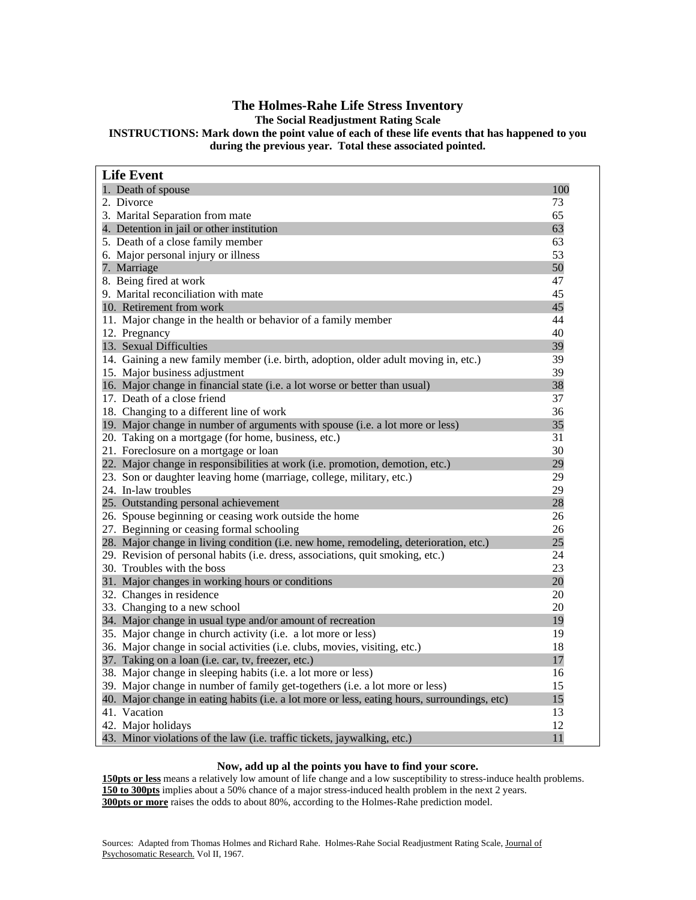# The Holmes-Rahe Life Stress Inventory

### The Social Readjustment Rating Scale

**INSTRUCTIONS: Mark down the point value of each of these life events that has happened to you during the previous year. Total these associated pointed.**

| Life Event | |
|---|---|
| 1. Death of spouse | 100 |
| 2. Divorce | 73 |
| 3. Marital Separation from mate | 65 |
| 4. Detention in jail or other institution | 63 |
| 5. Death of a close family member | 63 |
| 6. Major personal injury or illness | 53 |
| 7. Marriage | 50 |
| 8. Being fired at work | 47 |
| 9. Marital reconciliation with mate | 45 |
| 10. Retirement from work | 45 |
| 11. Major change in the health or behavior of a family member | 44 |
| 12. Pregnancy | 40 |
| 13. Sexual Difficulties | 39 |
| 14. Gaining a new family member (i.e. birth, adoption, older adult moving in, etc.) | 39 |
| 15. Major business adjustment | 39 |
| 16. Major change in financial state (i.e. a lot worse or better than usual) | 38 |
| 17. Death of a close friend | 37 |
| 18. Changing to a different line of work | 36 |
| 19. Major change in number of arguments with spouse (i.e. a lot more or less) | 35 |
| 20. Taking on a mortgage (for home, business, etc.) | 31 |
| 21. Foreclosure on a mortgage or loan | 30 |
| 22. Major change in responsibilities at work (i.e. promotion, demotion, etc.) | 29 |
| 23. Son or daughter leaving home (marriage, college, military, etc.) | 29 |
| 24. In-law troubles | 29 |
| 25. Outstanding personal achievement | 28 |
| 26. Spouse beginning or ceasing work outside the home | 26 |
| 27. Beginning or ceasing formal schooling | 26 |
| 28. Major change in living condition (i.e. new home, remodeling, deterioration, etc.) | 25 |
| 29. Revision of personal habits (i.e. dress, associations, quit smoking, etc.) | 24 |
| 30. Troubles with the boss | 23 |
| 31. Major changes in working hours or conditions | 20 |
| 32. Changes in residence | 20 |
| 33. Changing to a new school | 20 |
| 34. Major change in usual type and/or amount of recreation | 19 |
| 35. Major change in church activity (i.e. a lot more or less) | 19 |
| 36. Major change in social activities (i.e. clubs, movies, visiting, etc.) | 18 |
| 37. Taking on a loan (i.e. car, tv, freezer, etc.) | 17 |
| 38. Major change in sleeping habits (i.e. a lot more or less) | 16 |
| 39. Major change in number of family get-togethers (i.e. a lot more or less) | 15 |
| 40. Major change in eating habits (i.e. a lot more or less, eating hours, surroundings, etc) | 15 |
| 41. Vacation | 13 |
| 42. Major holidays | 12 |
| 43. Minor violations of the law (i.e. traffic tickets, jaywalking, etc.) | 11 |

**Now, add up al the points you have to find your score.**

**150pts or less** means a relatively low amount of life change and a low susceptibility to stress-induce health problems.
**150 to 300pts** implies about a 50% chance of a major stress-induced health problem in the next 2 years.
**300pts or more** raises the odds to about 80%, according to the Holmes-Rahe prediction model.

Sources: Adapted from Thomas Holmes and Richard Rahe. Holmes-Rahe Social Readjustment Rating Scale, Journal of Psychosomatic Research. Vol II, 1967.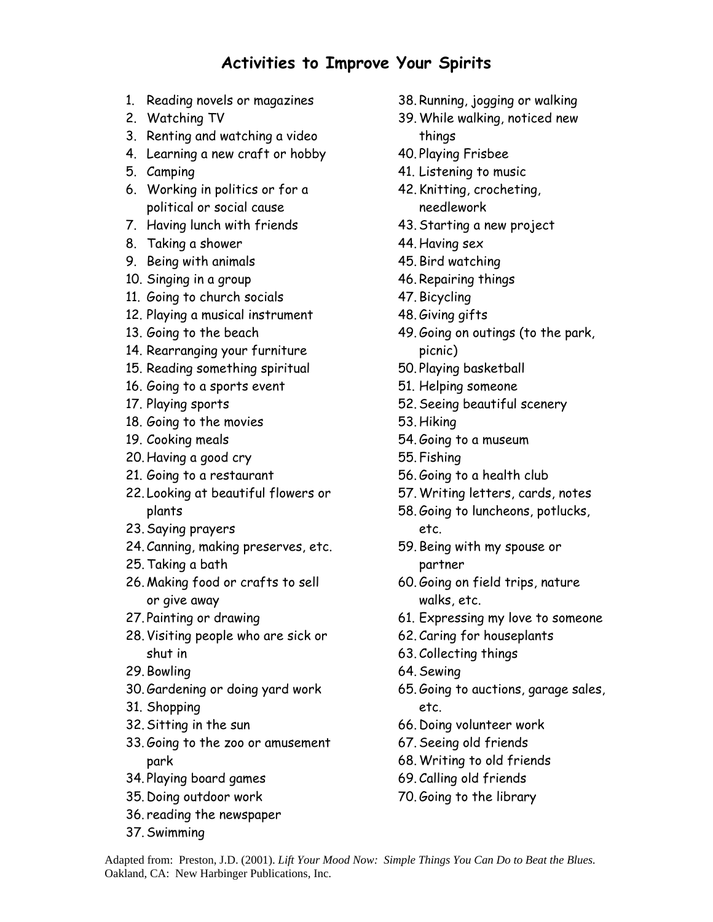# Activities to Improve Your Spirits

1. Reading novels or magazines
2. Watching TV
3. Renting and watching a video
4. Learning a new craft or hobby
5. Camping
6. Working in politics or for a political or social cause
7. Having lunch with friends
8. Taking a shower
9. Being with animals
10. Singing in a group
11. Going to church socials
12. Playing a musical instrument
13. Going to the beach
14. Rearranging your furniture
15. Reading something spiritual
16. Going to a sports event
17. Playing sports
18. Going to the movies
19. Cooking meals
20. Having a good cry
21. Going to a restaurant
22. Looking at beautiful flowers or plants
23. Saying prayers
24. Canning, making preserves, etc.
25. Taking a bath
26. Making food or crafts to sell or give away
27. Painting or drawing
28. Visiting people who are sick or shut in
29. Bowling
30. Gardening or doing yard work
31. Shopping
32. Sitting in the sun
33. Going to the zoo or amusement park
34. Playing board games
35. Doing outdoor work
36. reading the newspaper
37. Swimming
38. Running, jogging or walking
39. While walking, noticed new things
40. Playing Frisbee
41. Listening to music
42. Knitting, crocheting, needlework
43. Starting a new project
44. Having sex
45. Bird watching
46. Repairing things
47. Bicycling
48. Giving gifts
49. Going on outings (to the park, picnic)
50. Playing basketball
51. Helping someone
52. Seeing beautiful scenery
53. Hiking
54. Going to a museum
55. Fishing
56. Going to a health club
57. Writing letters, cards, notes
58. Going to luncheons, potlucks, etc.
59. Being with my spouse or partner
60. Going on field trips, nature walks, etc.
61. Expressing my love to someone
62. Caring for houseplants
63. Collecting things
64. Sewing
65. Going to auctions, garage sales, etc.
66. Doing volunteer work
67. Seeing old friends
68. Writing to old friends
69. Calling old friends
70. Going to the library

Adapted from: Preston, J.D. (2001). *Lift Your Mood Now: Simple Things You Can Do to Beat the Blues.* Oakland, CA: New Harbinger Publications, Inc.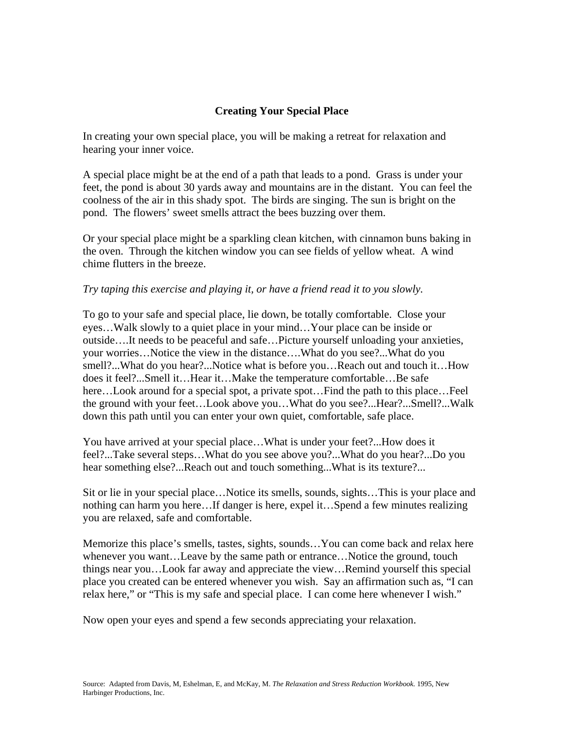# Creating Your Special Place

In creating your own special place, you will be making a retreat for relaxation and hearing your inner voice.

A special place might be at the end of a path that leads to a pond. Grass is under your feet, the pond is about 30 yards away and mountains are in the distant. You can feel the coolness of the air in this shady spot. The birds are singing. The sun is bright on the pond. The flowers' sweet smells attract the bees buzzing over them.

Or your special place might be a sparkling clean kitchen, with cinnamon buns baking in the oven. Through the kitchen window you can see fields of yellow wheat. A wind chime flutters in the breeze.

*Try taping this exercise and playing it, or have a friend read it to you slowly.*

To go to your safe and special place, lie down, be totally comfortable. Close your eyes…Walk slowly to a quiet place in your mind…Your place can be inside or outside….It needs to be peaceful and safe…Picture yourself unloading your anxieties, your worries…Notice the view in the distance….What do you see?...What do you smell?...What do you hear?...Notice what is before you…Reach out and touch it…How does it feel?...Smell it…Hear it…Make the temperature comfortable…Be safe here…Look around for a special spot, a private spot…Find the path to this place…Feel the ground with your feet…Look above you…What do you see?...Hear?...Smell?...Walk down this path until you can enter your own quiet, comfortable, safe place.

You have arrived at your special place…What is under your feet?...How does it feel?...Take several steps…What do you see above you?...What do you hear?...Do you hear something else?...Reach out and touch something...What is its texture?...

Sit or lie in your special place…Notice its smells, sounds, sights…This is your place and nothing can harm you here…If danger is here, expel it…Spend a few minutes realizing you are relaxed, safe and comfortable.

Memorize this place's smells, tastes, sights, sounds…You can come back and relax here whenever you want…Leave by the same path or entrance…Notice the ground, touch things near you…Look far away and appreciate the view…Remind yourself this special place you created can be entered whenever you wish. Say an affirmation such as, "I can relax here," or "This is my safe and special place. I can come here whenever I wish."

Now open your eyes and spend a few seconds appreciating your relaxation.

Source: Adapted from Davis, M, Eshelman, E, and McKay, M. *The Relaxation and Stress Reduction Workbook.* 1995, New Harbinger Productions, Inc.